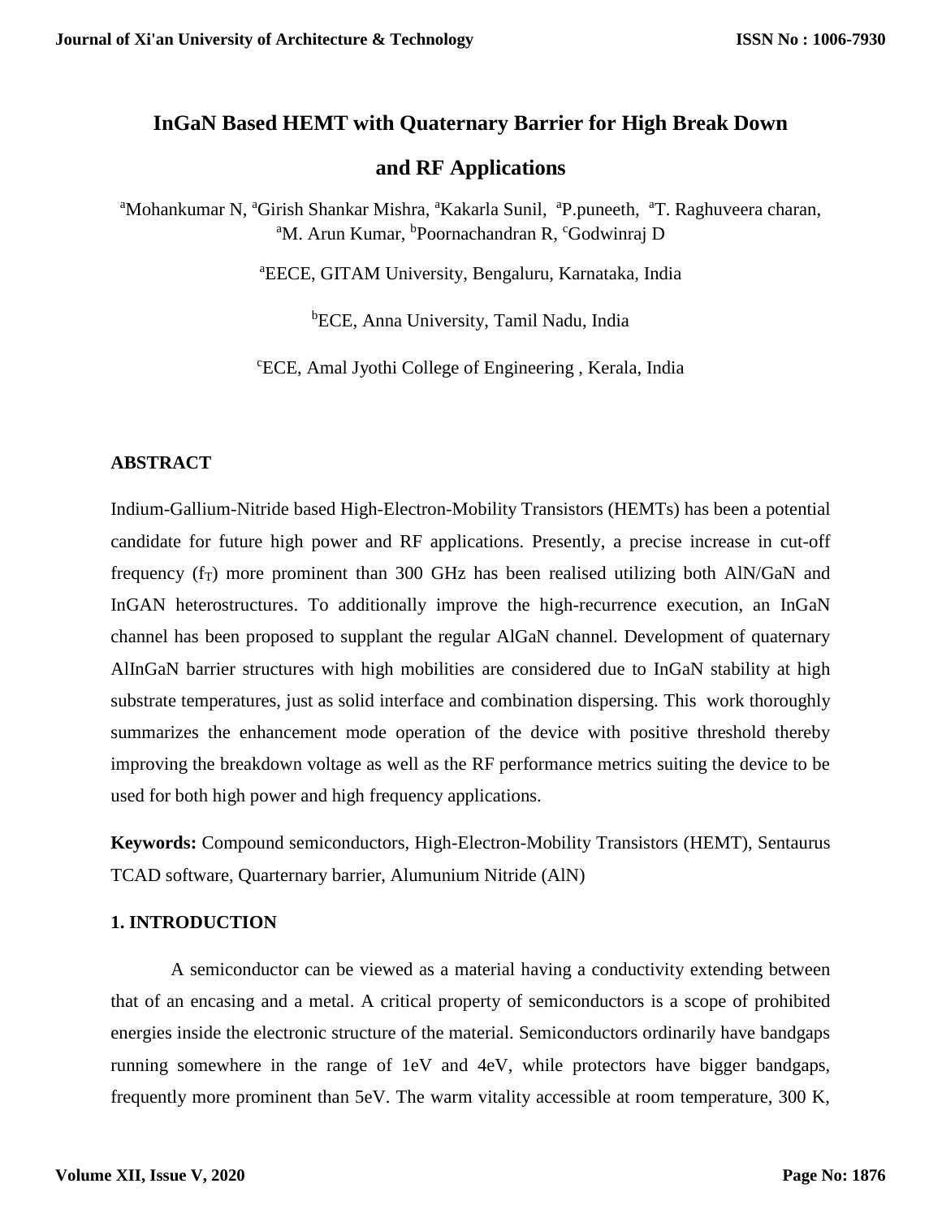# InGaN Based HEMT with Quaternary Barrier for High Break Down and RF Applications

[a]Mohankumar N, [a]Girish Shankar Mishra, [a]Kakarla Sunil, [a]P.puneeth, [a]T. Raghuveera charan, [a]M. Arun Kumar, [b]Poornachandran R, [c]Godwinraj D

[a]EECE, GITAM University, Bengaluru, Karnataka, India

[b]ECE, Anna University, Tamil Nadu, India

[c]ECE, Amal Jyothi College of Engineering , Kerala, India

## ABSTRACT

Indium-Gallium-Nitride based High-Electron-Mobility Transistors (HEMTs) has been a potential candidate for future high power and RF applications. Presently, a precise increase in cut-off frequency ($f_T$) more prominent than 300 GHz has been realised utilizing both AlN/GaN and InGAN heterostructures. To additionally improve the high-recurrence execution, an InGaN channel has been proposed to supplant the regular AlGaN channel. Development of quaternary AlInGaN barrier structures with high mobilities are considered due to InGaN stability at high substrate temperatures, just as solid interface and combination dispersing. This work thoroughly summarizes the enhancement mode operation of the device with positive threshold thereby improving the breakdown voltage as well as the RF performance metrics suiting the device to be used for both high power and high frequency applications.

**Keywords:** Compound semiconductors, High-Electron-Mobility Transistors (HEMT), Sentaurus TCAD software, Quarternary barrier, Alumunium Nitride (AlN)

## 1. INTRODUCTION

A semiconductor can be viewed as a material having a conductivity extending between that of an encasing and a metal. A critical property of semiconductors is a scope of prohibited energies inside the electronic structure of the material. Semiconductors ordinarily have bandgaps running somewhere in the range of 1eV and 4eV, while protectors have bigger bandgaps, frequently more prominent than 5eV. The warm vitality accessible at room temperature, 300 K,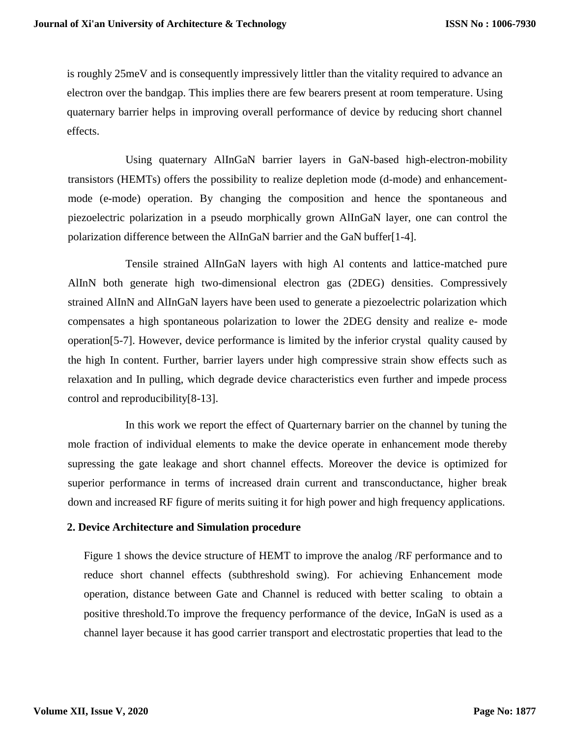is roughly 25meV and is consequently impressively littler than the vitality required to advance an electron over the bandgap. This implies there are few bearers present at room temperature. Using quaternary barrier helps in improving overall performance of device by reducing short channel effects.

Using quaternary AlInGaN barrier layers in GaN-based high-electron-mobility transistors (HEMTs) offers the possibility to realize depletion mode (d-mode) and enhancement-mode (e-mode) operation. By changing the composition and hence the spontaneous and piezoelectric polarization in a pseudo morphically grown AlInGaN layer, one can control the polarization difference between the AlInGaN barrier and the GaN buffer[1-4].

Tensile strained AlInGaN layers with high Al contents and lattice-matched pure AlInN both generate high two-dimensional electron gas (2DEG) densities. Compressively strained AlInN and AlInGaN layers have been used to generate a piezoelectric polarization which compensates a high spontaneous polarization to lower the 2DEG density and realize e- mode operation[5-7]. However, device performance is limited by the inferior crystal quality caused by the high In content. Further, barrier layers under high compressive strain show effects such as relaxation and In pulling, which degrade device characteristics even further and impede process control and reproducibility[8-13].

In this work we report the effect of Quarternary barrier on the channel by tuning the mole fraction of individual elements to make the device operate in enhancement mode thereby supressing the gate leakage and short channel effects. Moreover the device is optimized for superior performance in terms of increased drain current and transconductance, higher break down and increased RF figure of merits suiting it for high power and high frequency applications.

## 2. Device Architecture and Simulation procedure

Figure 1 shows the device structure of HEMT to improve the analog /RF performance and to reduce short channel effects (subthreshold swing). For achieving Enhancement mode operation, distance between Gate and Channel is reduced with better scaling to obtain a positive threshold.To improve the frequency performance of the device, InGaN is used as a channel layer because it has good carrier transport and electrostatic properties that lead to the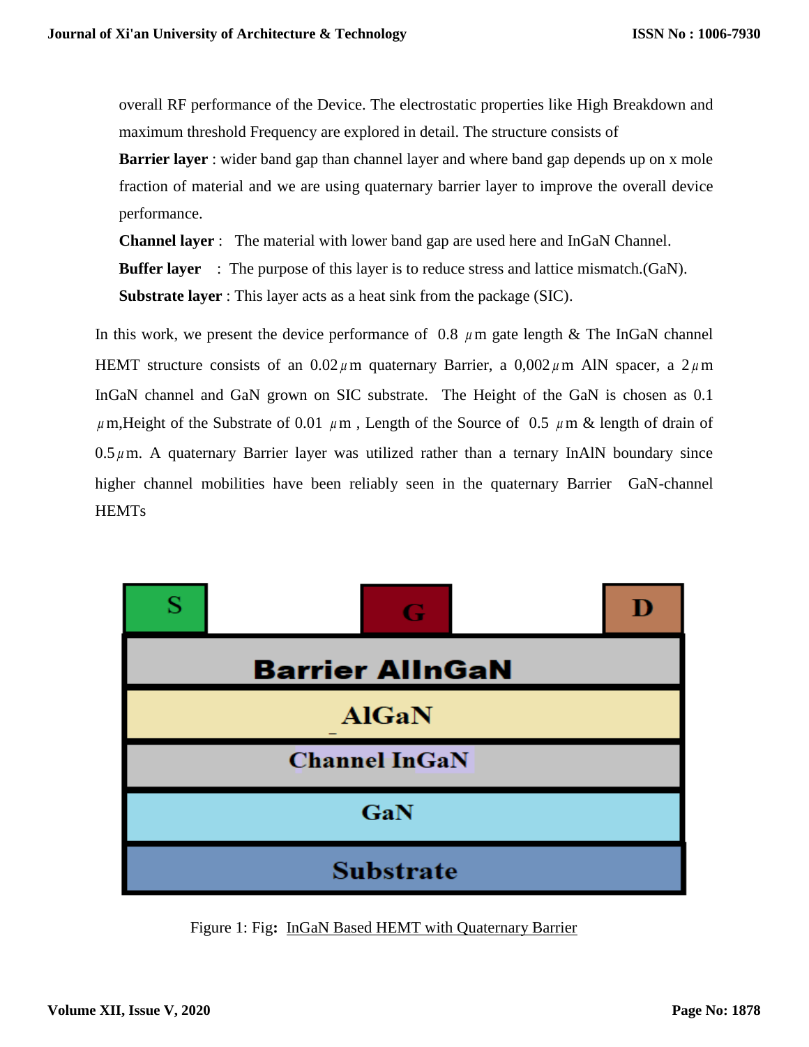overall RF performance of the Device. The electrostatic properties like High Breakdown and maximum threshold Frequency are explored in detail. The structure consists of

**Barrier layer** : wider band gap than channel layer and where band gap depends up on x mole fraction of material and we are using quaternary barrier layer to improve the overall device performance.

**Channel layer** : The material with lower band gap are used here and InGaN Channel.

**Buffer layer** : The purpose of this layer is to reduce stress and lattice mismatch.(GaN).

**Substrate layer** : This layer acts as a heat sink from the package (SIC).

In this work, we present the device performance of 0.8 μm gate length & The InGaN channel HEMT structure consists of an 0.02μm quaternary Barrier, a 0,002μm AlN spacer, a 2μm InGaN channel and GaN grown on SIC substrate. The Height of the GaN is chosen as 0.1 μm,Height of the Substrate of 0.01 μm , Length of the Source of 0.5 μm & length of drain of 0.5μm. A quaternary Barrier layer was utilized rather than a ternary InAlN boundary since higher channel mobilities have been reliably seen in the quaternary Barrier GaN-channel HEMTs

| S | G | D |
|---|---|---|
| Barrier AlInGaN | | |
| AlGaN | | |
| Channel InGaN | | |
| GaN | | |
| Substrate | | |

Figure 1: Fig**:** InGaN Based HEMT with Quaternary Barrier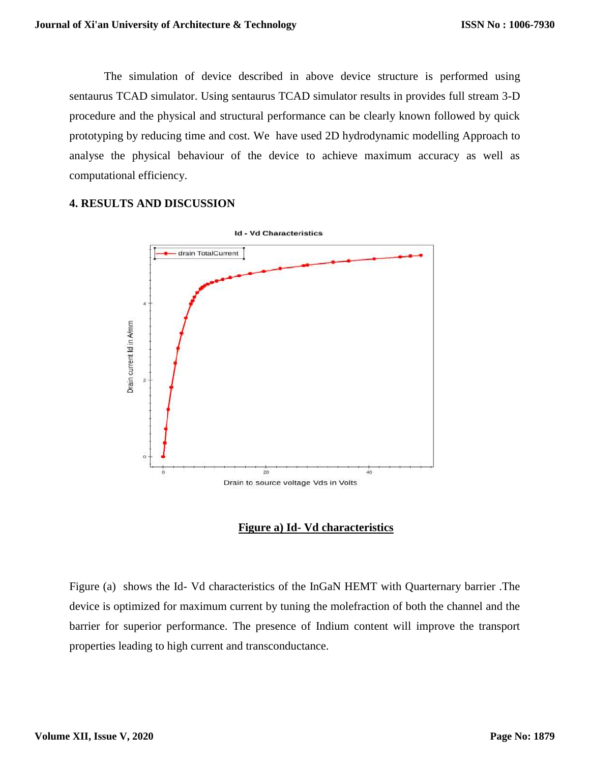The simulation of device described in above device structure is performed using sentaurus TCAD simulator. Using sentaurus TCAD simulator results in provides full stream 3-D procedure and the physical and structural performance can be clearly known followed by quick prototyping by reducing time and cost. We have used 2D hydrodynamic modelling Approach to analyse the physical behaviour of the device to achieve maximum accuracy as well as computational efficiency.

## 4. RESULTS AND DISCUSSION

**Figure a) Id- Vd characteristics**

Figure (a) shows the Id- Vd characteristics of the InGaN HEMT with Quarternary barrier .The device is optimized for maximum current by tuning the molefraction of both the channel and the barrier for superior performance. The presence of Indium content will improve the transport properties leading to high current and transconductance.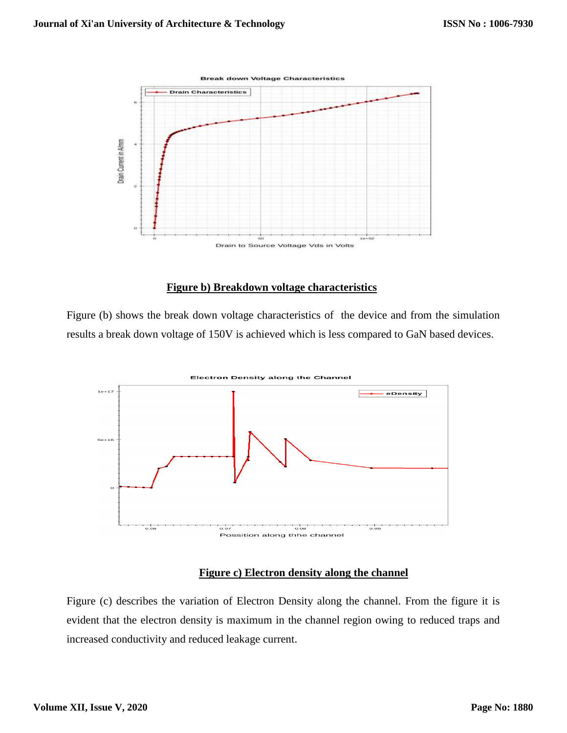**Figure b) Breakdown voltage characteristics**

Figure (b) shows the break down voltage characteristics of the device and from the simulation results a break down voltage of 150V is achieved which is less compared to GaN based devices.

**Figure c) Electron density along the channel**

Figure (c) describes the variation of Electron Density along the channel. From the figure it is evident that the electron density is maximum in the channel region owing to reduced traps and increased conductivity and reduced leakage current.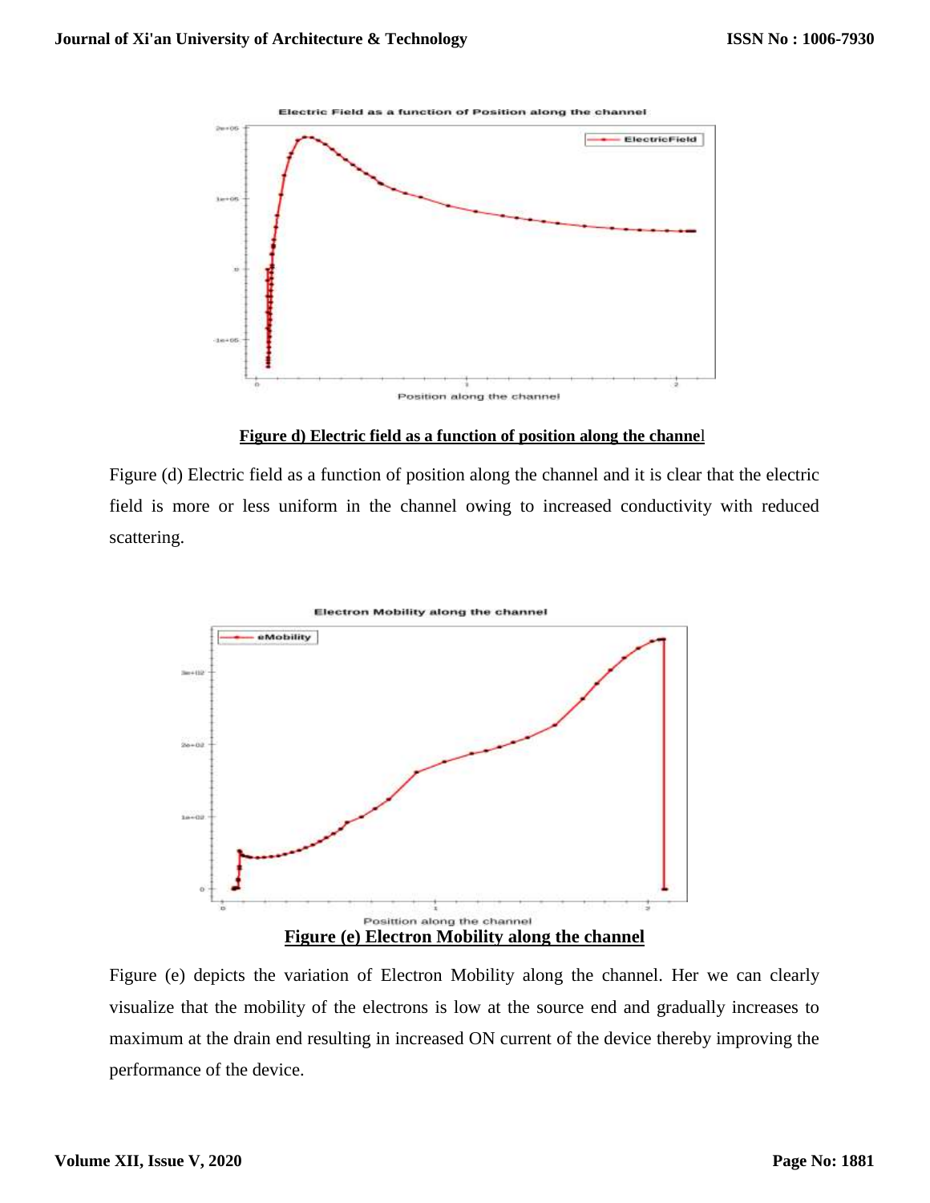**Figure d) Electric field as a function of position along the channel**

Figure (d) Electric field as a function of position along the channel and it is clear that the electric field is more or less uniform in the channel owing to increased conductivity with reduced scattering.

**Figure (e) Electron Mobility along the channel**

Figure (e) depicts the variation of Electron Mobility along the channel. Her we can clearly visualize that the mobility of the electrons is low at the source end and gradually increases to maximum at the drain end resulting in increased ON current of the device thereby improving the performance of the device.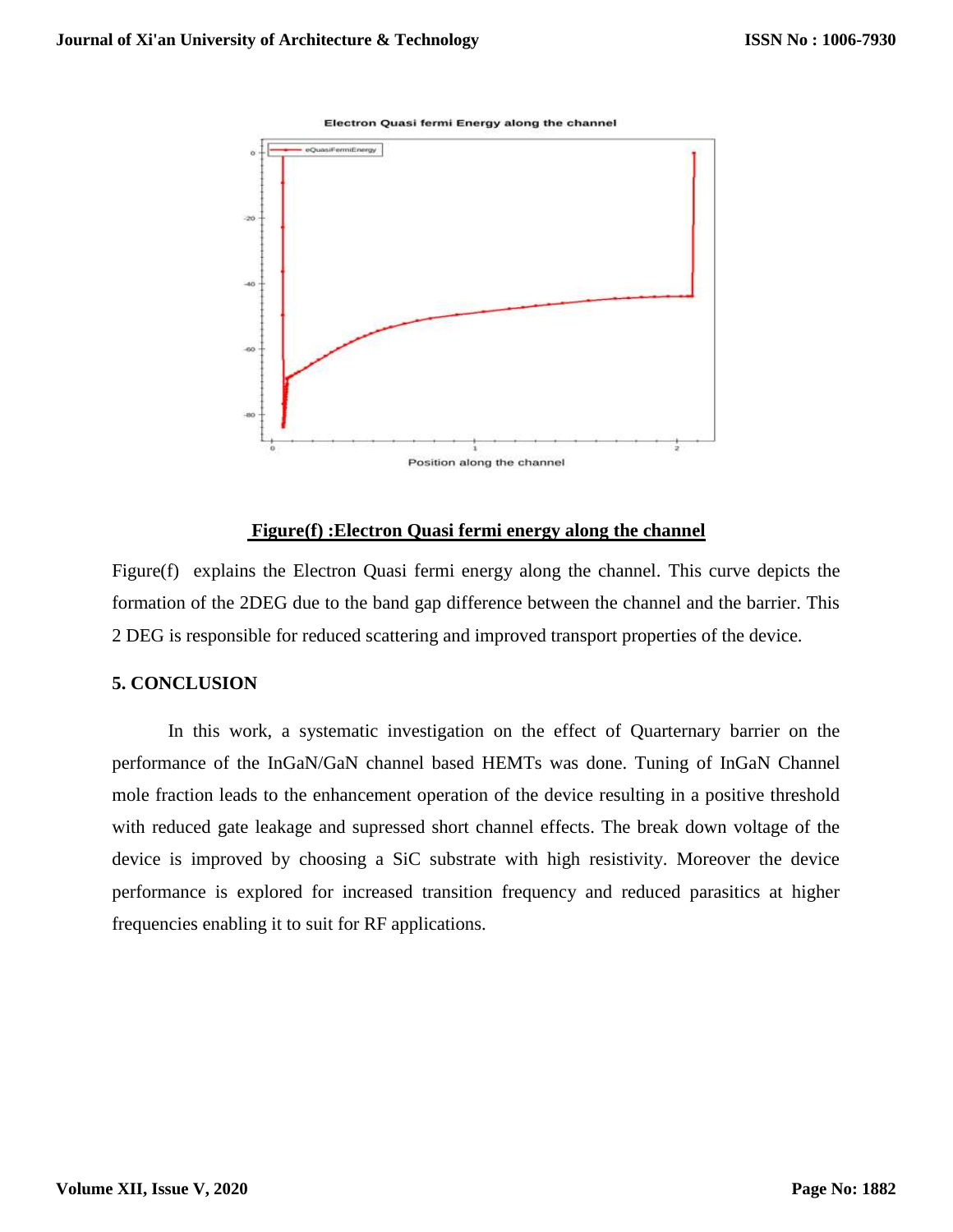**Figure(f) :Electron Quasi fermi energy along the channel**

Figure(f) explains the Electron Quasi fermi energy along the channel. This curve depicts the formation of the 2DEG due to the band gap difference between the channel and the barrier. This 2 DEG is responsible for reduced scattering and improved transport properties of the device.

## 5. CONCLUSION

In this work, a systematic investigation on the effect of Quarternary barrier on the performance of the InGaN/GaN channel based HEMTs was done. Tuning of InGaN Channel mole fraction leads to the enhancement operation of the device resulting in a positive threshold with reduced gate leakage and supressed short channel effects. The break down voltage of the device is improved by choosing a SiC substrate with high resistivity. Moreover the device performance is explored for increased transition frequency and reduced parasitics at higher frequencies enabling it to suit for RF applications.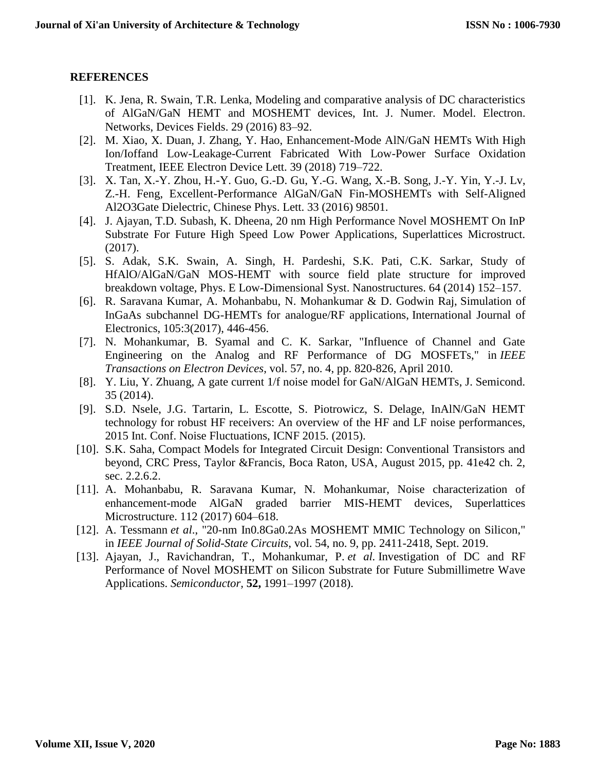## REFERENCES

[1]. K. Jena, R. Swain, T.R. Lenka, Modeling and comparative analysis of DC characteristics of AlGaN/GaN HEMT and MOSHEMT devices, Int. J. Numer. Model. Electron. Networks, Devices Fields. 29 (2016) 83–92.

[2]. M. Xiao, X. Duan, J. Zhang, Y. Hao, Enhancement-Mode AlN/GaN HEMTs With High Ion/Ioffand Low-Leakage-Current Fabricated With Low-Power Surface Oxidation Treatment, IEEE Electron Device Lett. 39 (2018) 719–722.

[3]. X. Tan, X.-Y. Zhou, H.-Y. Guo, G.-D. Gu, Y.-G. Wang, X.-B. Song, J.-Y. Yin, Y.-J. Lv, Z.-H. Feng, Excellent-Performance AlGaN/GaN Fin-MOSHEMTs with Self-Aligned Al2O3Gate Dielectric, Chinese Phys. Lett. 33 (2016) 98501.

[4]. J. Ajayan, T.D. Subash, K. Dheena, 20 nm High Performance Novel MOSHEMT On InP Substrate For Future High Speed Low Power Applications, Superlattices Microstruct. (2017).

[5]. S. Adak, S.K. Swain, A. Singh, H. Pardeshi, S.K. Pati, C.K. Sarkar, Study of HfAlO/AlGaN/GaN MOS-HEMT with source field plate structure for improved breakdown voltage, Phys. E Low-Dimensional Syst. Nanostructures. 64 (2014) 152–157.

[6]. R. Saravana Kumar, A. Mohanbabu, N. Mohankumar & D. Godwin Raj, Simulation of InGaAs subchannel DG-HEMTs for analogue/RF applications, International Journal of Electronics, 105:3(2017), 446-456.

[7]. N. Mohankumar, B. Syamal and C. K. Sarkar, "Influence of Channel and Gate Engineering on the Analog and RF Performance of DG MOSFETs," in *IEEE Transactions on Electron Devices*, vol. 57, no. 4, pp. 820-826, April 2010.

[8]. Y. Liu, Y. Zhuang, A gate current 1/f noise model for GaN/AlGaN HEMTs, J. Semicond. 35 (2014).

[9]. S.D. Nsele, J.G. Tartarin, L. Escotte, S. Piotrowicz, S. Delage, InAlN/GaN HEMT technology for robust HF receivers: An overview of the HF and LF noise performances, 2015 Int. Conf. Noise Fluctuations, ICNF 2015. (2015).

[10]. S.K. Saha, Compact Models for Integrated Circuit Design: Conventional Transistors and beyond, CRC Press, Taylor &Francis, Boca Raton, USA, August 2015, pp. 41e42 ch. 2, sec. 2.2.6.2.

[11]. A. Mohanbabu, R. Saravana Kumar, N. Mohankumar, Noise characterization of enhancement-mode AlGaN graded barrier MIS-HEMT devices, Superlattices Microstructure. 112 (2017) 604–618.

[12]. A. Tessmann *et al*., "20-nm In0.8Ga0.2As MOSHEMT MMIC Technology on Silicon," in *IEEE Journal of Solid-State Circuits*, vol. 54, no. 9, pp. 2411-2418, Sept. 2019.

[13]. Ajayan, J., Ravichandran, T., Mohankumar, P. *et al.* Investigation of DC and RF Performance of Novel MOSHEMT on Silicon Substrate for Future Submillimetre Wave Applications. *Semiconductor,* **52,** 1991–1997 (2018).